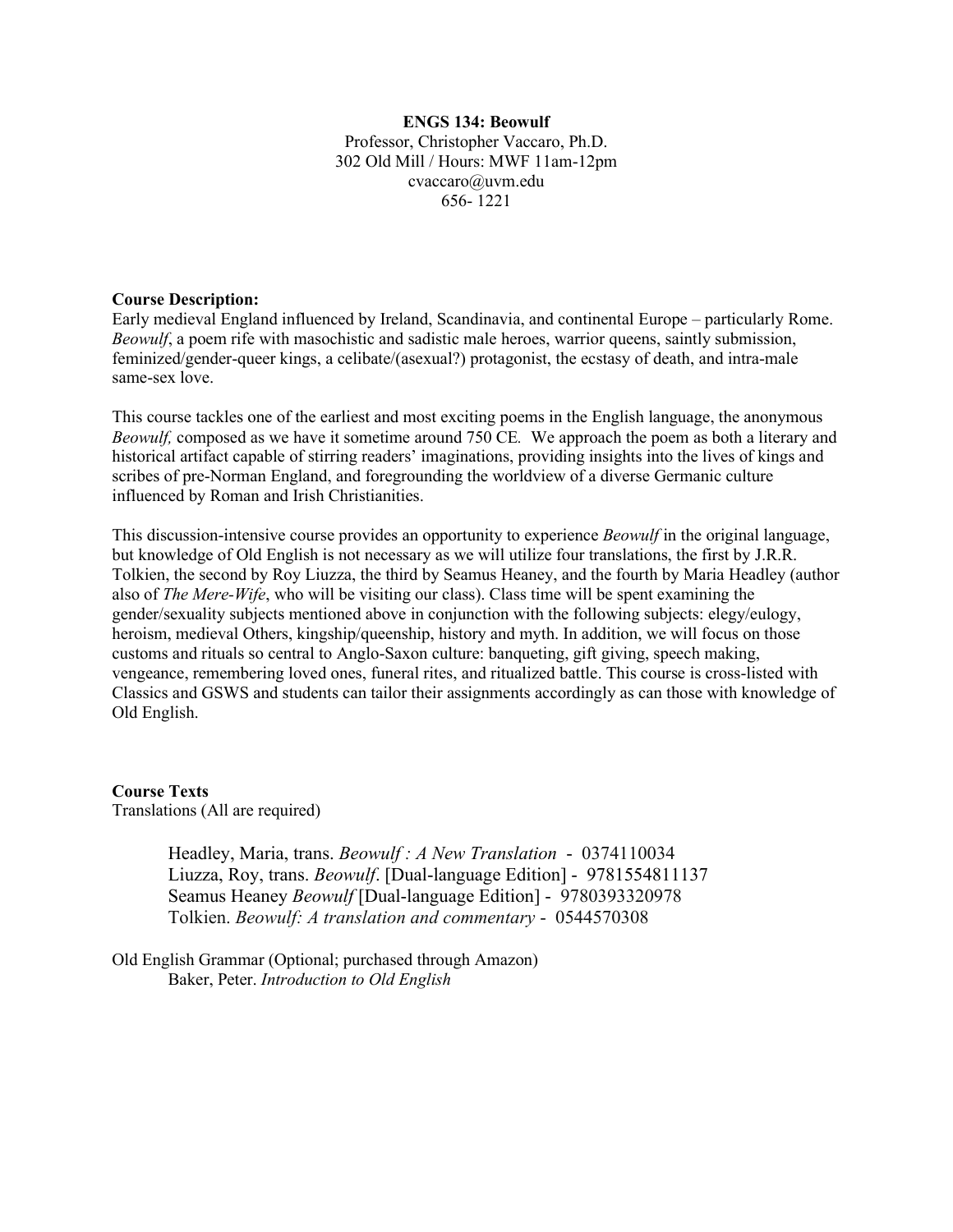**ENGS 134: Beowulf**
Professor, Christopher Vaccaro, Ph.D.
302 Old Mill / Hours: MWF 11am-12pm
cvaccaro@uvm.edu
656- 1221

**Course Description:**
Early medieval England influenced by Ireland, Scandinavia, and continental Europe – particularly Rome. *Beowulf*, a poem rife with masochistic and sadistic male heroes, warrior queens, saintly submission, feminized/gender-queer kings, a celibate/(asexual?) protagonist, the ecstasy of death, and intra-male same-sex love.

This course tackles one of the earliest and most exciting poems in the English language, the anonymous *Beowulf,* composed as we have it sometime around 750 CE. We approach the poem as both a literary and historical artifact capable of stirring readers' imaginations, providing insights into the lives of kings and scribes of pre-Norman England, and foregrounding the worldview of a diverse Germanic culture influenced by Roman and Irish Christianities.

This discussion-intensive course provides an opportunity to experience *Beowulf* in the original language, but knowledge of Old English is not necessary as we will utilize four translations, the first by J.R.R. Tolkien, the second by Roy Liuzza, the third by Seamus Heaney, and the fourth by Maria Headley (author also of *The Mere-Wife*, who will be visiting our class). Class time will be spent examining the gender/sexuality subjects mentioned above in conjunction with the following subjects: elegy/eulogy, heroism, medieval Others, kingship/queenship, history and myth. In addition, we will focus on those customs and rituals so central to Anglo-Saxon culture: banqueting, gift giving, speech making, vengeance, remembering loved ones, funeral rites, and ritualized battle. This course is cross-listed with Classics and GSWS and students can tailor their assignments accordingly as can those with knowledge of Old English.

**Course Texts**
Translations (All are required)

Headley, Maria, trans. *Beowulf : A New Translation* - 0374110034
Liuzza, Roy, trans. *Beowulf*. [Dual-language Edition] - 9781554811137
Seamus Heaney *Beowulf* [Dual-language Edition] - 9780393320978
Tolkien. *Beowulf: A translation and commentary* - 0544570308

Old English Grammar (Optional; purchased through Amazon)
Baker, Peter. *Introduction to Old English*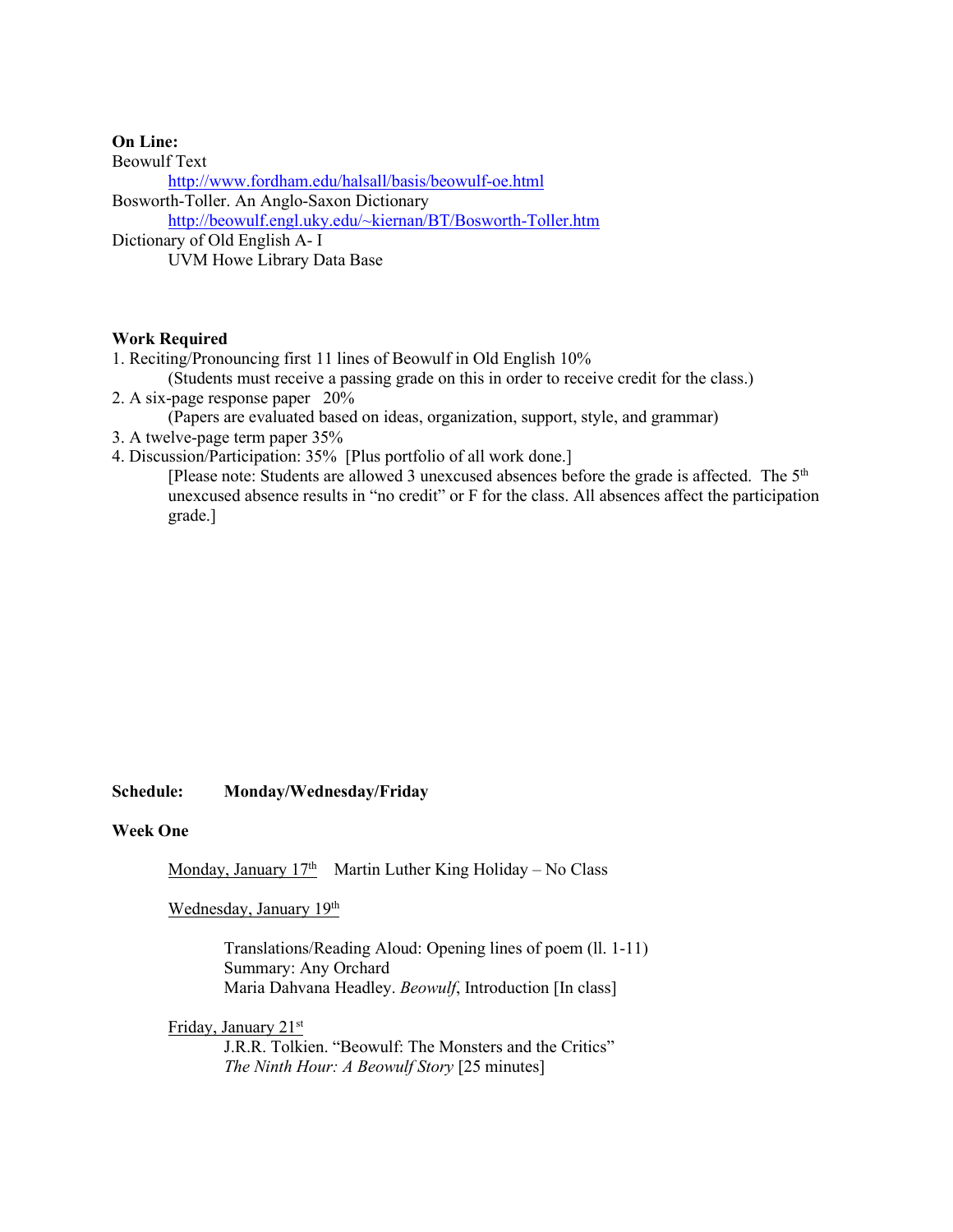**On Line:**

Beowulf Text

http://www.fordham.edu/halsall/basis/beowulf-oe.html

Bosworth-Toller. An Anglo-Saxon Dictionary

http://beowulf.engl.uky.edu/~kiernan/BT/Bosworth-Toller.htm

Dictionary of Old English A- I

UVM Howe Library Data Base

**Work Required**

1. Reciting/Pronouncing first 11 lines of Beowulf in Old English 10%
   (Students must receive a passing grade on this in order to receive credit for the class.)
2. A six-page response paper 20%
   (Papers are evaluated based on ideas, organization, support, style, and grammar)
3. A twelve-page term paper 35%
4. Discussion/Participation: 35% [Plus portfolio of all work done.]
   [Please note: Students are allowed 3 unexcused absences before the grade is affected. The 5th unexcused absence results in "no credit" or F for the class. All absences affect the participation grade.]

**Schedule: Monday/Wednesday/Friday**

**Week One**

Monday, January 17th Martin Luther King Holiday – No Class

Wednesday, January 19th

Translations/Reading Aloud: Opening lines of poem (ll. 1-11)
Summary: Any Orchard
Maria Dahvana Headley. *Beowulf*, Introduction [In class]

Friday, January 21st

J.R.R. Tolkien. "Beowulf: The Monsters and the Critics"
*The Ninth Hour: A Beowulf Story* [25 minutes]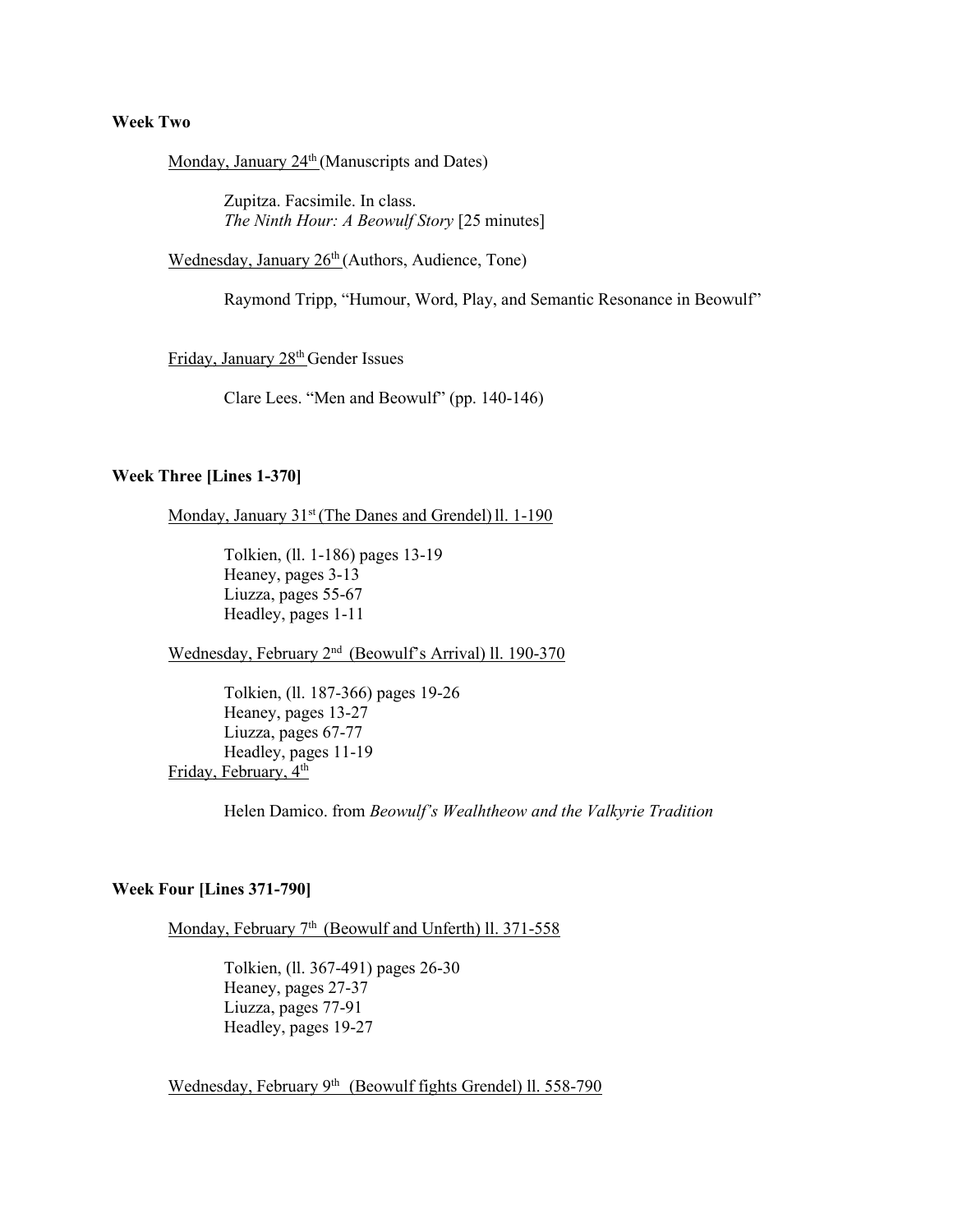**Week Two**

Monday, January 24th (Manuscripts and Dates)

Zupitza. Facsimile. In class.
*The Ninth Hour: A Beowulf Story* [25 minutes]

Wednesday, January 26th (Authors, Audience, Tone)

Raymond Tripp, "Humour, Word, Play, and Semantic Resonance in Beowulf"

Friday, January 28th Gender Issues

Clare Lees. "Men and Beowulf" (pp. 140-146)

**Week Three [Lines 1-370]**

Monday, January 31st (The Danes and Grendel) ll. 1-190

Tolkien, (ll. 1-186) pages 13-19
Heaney, pages 3-13
Liuzza, pages 55-67
Headley, pages 1-11

Wednesday, February 2nd (Beowulf's Arrival) ll. 190-370

Tolkien, (ll. 187-366) pages 19-26
Heaney, pages 13-27
Liuzza, pages 67-77
Headley, pages 11-19

Friday, February, 4th

Helen Damico. from *Beowulf's Wealhtheow and the Valkyrie Tradition*

**Week Four [Lines 371-790]**

Monday, February 7th (Beowulf and Unferth) ll. 371-558

Tolkien, (ll. 367-491) pages 26-30
Heaney, pages 27-37
Liuzza, pages 77-91
Headley, pages 19-27

Wednesday, February 9th (Beowulf fights Grendel) ll. 558-790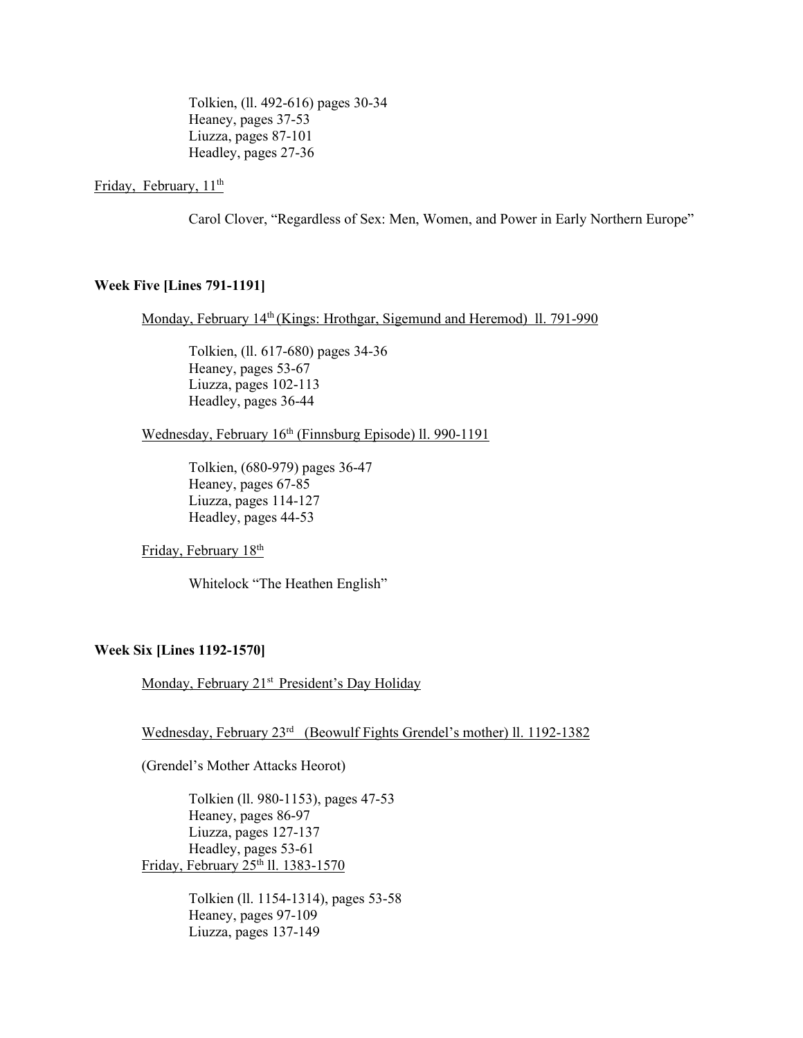Tolkien, (ll. 492-616) pages 30-34
Heaney, pages 37-53
Liuzza, pages 87-101
Headley, pages 27-36

Friday, February, 11th

Carol Clover, "Regardless of Sex: Men, Women, and Power in Early Northern Europe"

**Week Five [Lines 791-1191]**

Monday, February 14th (Kings: Hrothgar, Sigemund and Heremod) ll. 791-990

Tolkien, (ll. 617-680) pages 34-36
Heaney, pages 53-67
Liuzza, pages 102-113
Headley, pages 36-44

Wednesday, February 16th (Finnsburg Episode) ll. 990-1191

Tolkien, (680-979) pages 36-47
Heaney, pages 67-85
Liuzza, pages 114-127
Headley, pages 44-53

Friday, February 18th

Whitelock "The Heathen English"

**Week Six [Lines 1192-1570]**

Monday, February 21st President's Day Holiday

Wednesday, February 23rd (Beowulf Fights Grendel's mother) ll. 1192-1382

(Grendel's Mother Attacks Heorot)

Tolkien (ll. 980-1153), pages 47-53
Heaney, pages 86-97
Liuzza, pages 127-137
Headley, pages 53-61

Friday, February 25th ll. 1383-1570

Tolkien (ll. 1154-1314), pages 53-58
Heaney, pages 97-109
Liuzza, pages 137-149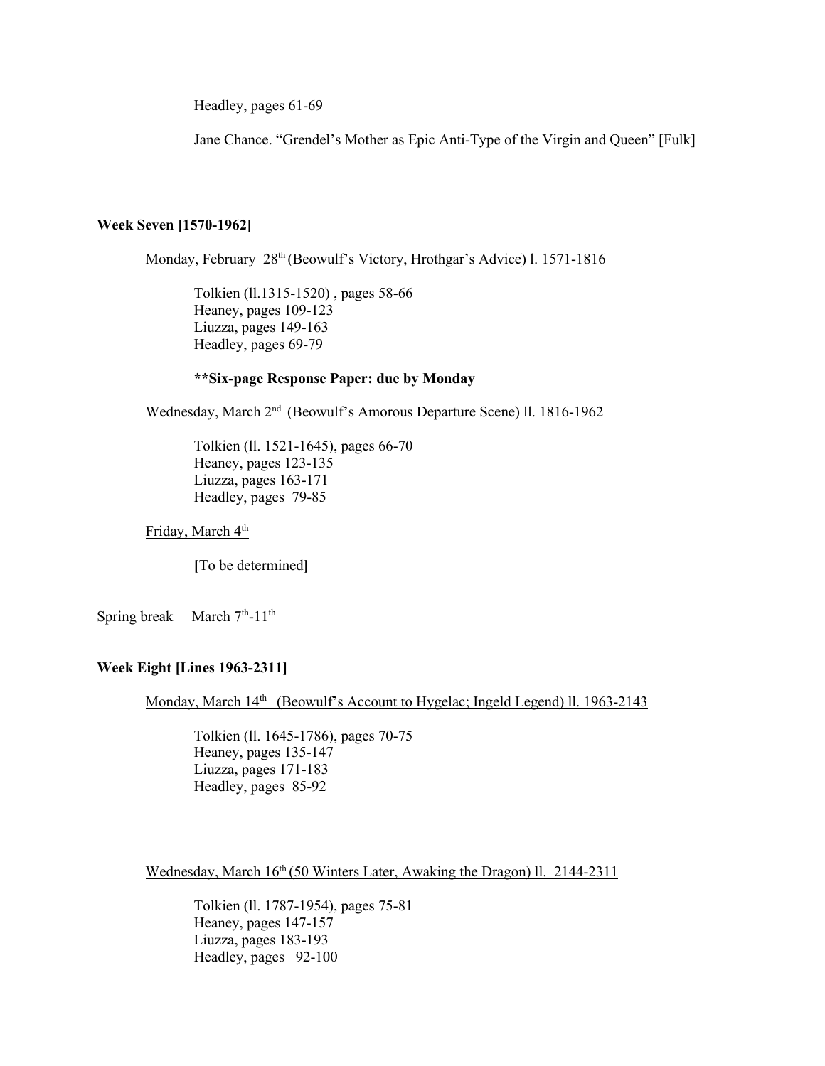Headley, pages 61-69

Jane Chance. "Grendel's Mother as Epic Anti-Type of the Virgin and Queen" [Fulk]

**Week Seven [1570-1962]**

Monday, February 28th (Beowulf's Victory, Hrothgar's Advice) l. 1571-1816

Tolkien (ll.1315-1520) , pages 58-66
Heaney, pages 109-123
Liuzza, pages 149-163
Headley, pages 69-79

****Six-page Response Paper: due by Monday**

Wednesday, March 2nd (Beowulf's Amorous Departure Scene) ll. 1816-1962

Tolkien (ll. 1521-1645), pages 66-70
Heaney, pages 123-135
Liuzza, pages 163-171
Headley, pages 79-85

Friday, March 4th

**[**To be determined**]**

Spring break March 7th-11th

**Week Eight [Lines 1963-2311]**

Monday, March 14th (Beowulf's Account to Hygelac; Ingeld Legend) ll. 1963-2143

Tolkien (ll. 1645-1786), pages 70-75
Heaney, pages 135-147
Liuzza, pages 171-183
Headley, pages 85-92

Wednesday, March 16th (50 Winters Later, Awaking the Dragon) ll. 2144-2311

Tolkien (ll. 1787-1954), pages 75-81
Heaney, pages 147-157
Liuzza, pages 183-193
Headley, pages 92-100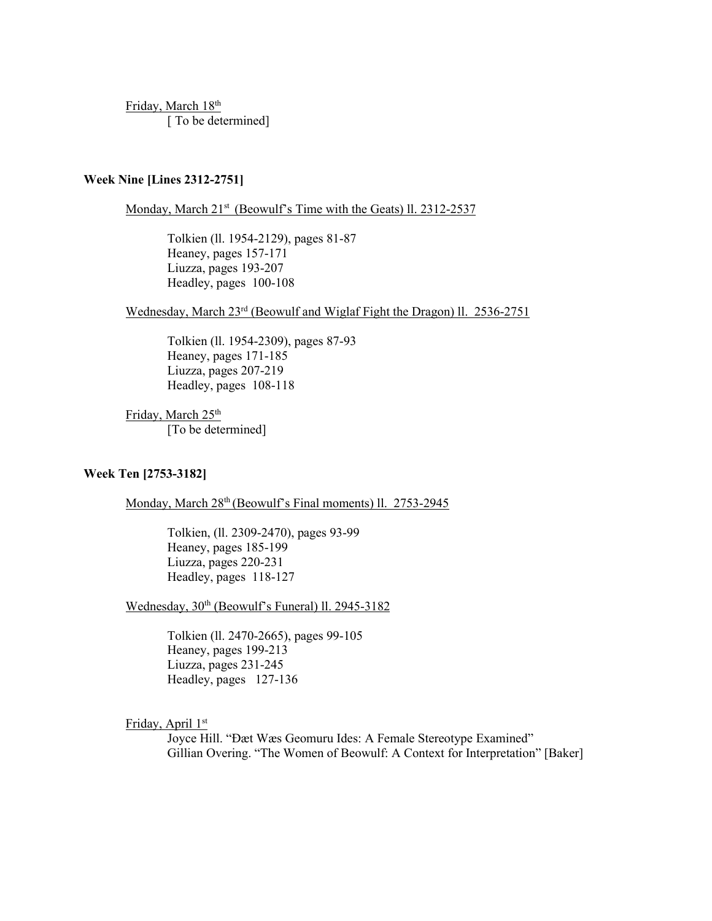Friday, March 18th
[ To be determined]

**Week Nine [Lines 2312-2751]**

Monday, March 21st (Beowulf's Time with the Geats) ll. 2312-2537

Tolkien (ll. 1954-2129), pages 81-87
Heaney, pages 157-171
Liuzza, pages 193-207
Headley, pages 100-108

Wednesday, March 23rd (Beowulf and Wiglaf Fight the Dragon) ll. 2536-2751

Tolkien (ll. 1954-2309), pages 87-93
Heaney, pages 171-185
Liuzza, pages 207-219
Headley, pages 108-118

Friday, March 25th
[To be determined]

**Week Ten [2753-3182]**

Monday, March 28th (Beowulf's Final moments) ll. 2753-2945

Tolkien, (ll. 2309-2470), pages 93-99
Heaney, pages 185-199
Liuzza, pages 220-231
Headley, pages 118-127

Wednesday, 30th (Beowulf's Funeral) ll. 2945-3182

Tolkien (ll. 2470-2665), pages 99-105
Heaney, pages 199-213
Liuzza, pages 231-245
Headley, pages 127-136

Friday, April 1st
Joyce Hill. "Ðæt Wæs Geomuru Ides: A Female Stereotype Examined"
Gillian Overing. "The Women of Beowulf: A Context for Interpretation" [Baker]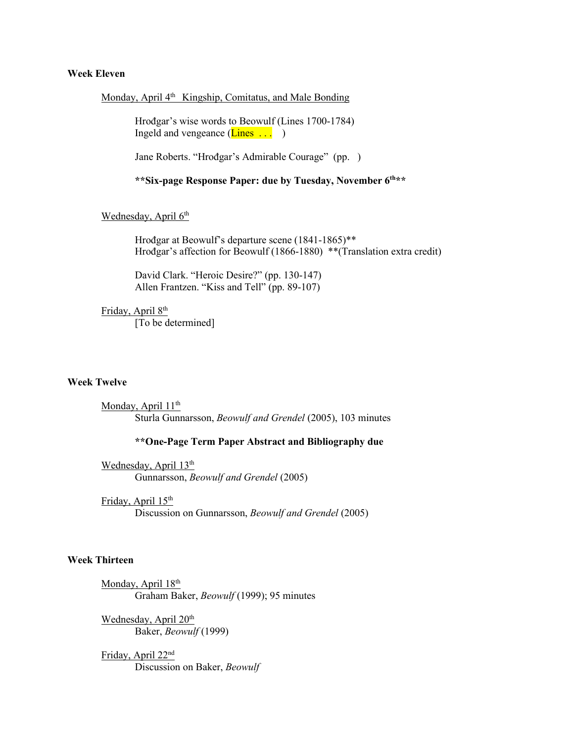**Week Eleven**

Monday, April 4th   Kingship, Comitatus, and Male Bonding

Hrođgar's wise words to Beowulf (Lines 1700-1784)
Ingeld and vengeance (Lines . . .    )

Jane Roberts. "Hrođgar's Admirable Courage"  (pp.   )

**\*\*Six-page Response Paper: due by Tuesday, November 6th\*\***

Wednesday, April 6th

Hrođgar at Beowulf's departure scene (1841-1865)**
Hrođgar's affection for Beowulf (1866-1880)  **(Translation extra credit)

David Clark. "Heroic Desire?" (pp. 130-147)
Allen Frantzen. "Kiss and Tell" (pp. 89-107)

Friday, April 8th
[To be determined]

**Week Twelve**

Monday, April 11th
Sturla Gunnarsson, *Beowulf and Grendel* (2005), 103 minutes

**\*\*One-Page Term Paper Abstract and Bibliography due**

Wednesday, April 13th
Gunnarsson, *Beowulf and Grendel* (2005)

Friday, April 15th
Discussion on Gunnarsson, *Beowulf and Grendel* (2005)

**Week Thirteen**

Monday, April 18th
Graham Baker, *Beowulf* (1999); 95 minutes

Wednesday, April 20th
Baker, *Beowulf* (1999)

Friday, April 22nd
Discussion on Baker, *Beowulf*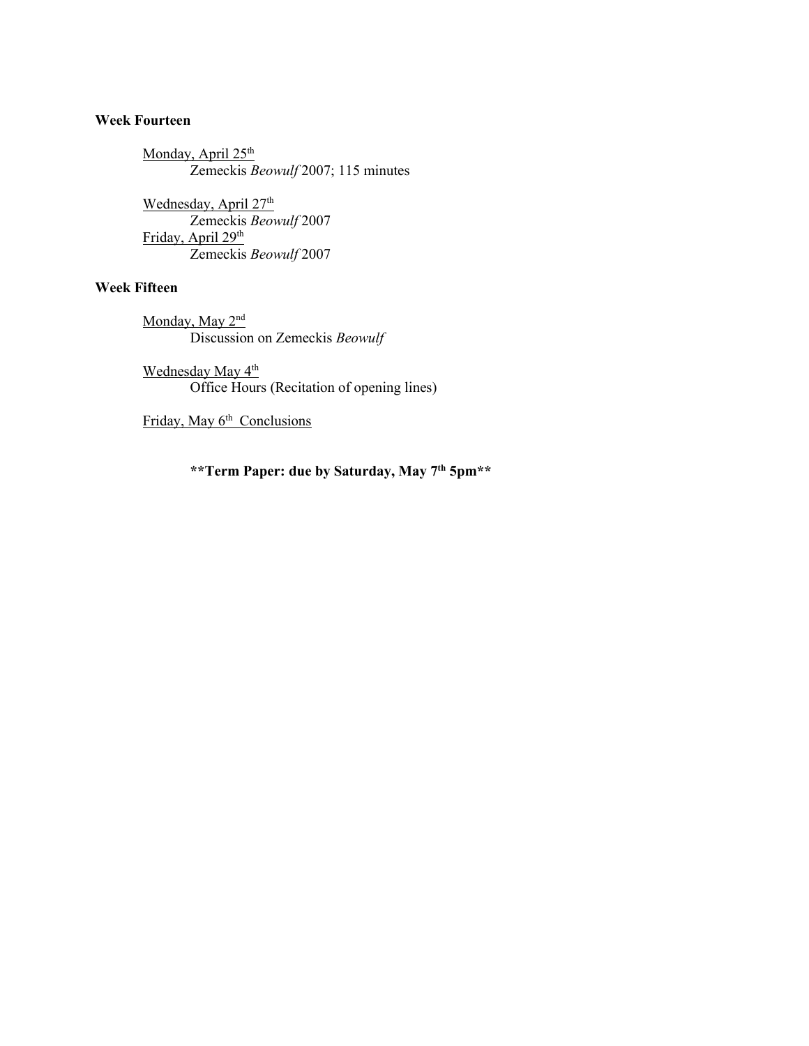**Week Fourteen**

Monday, April 25th
Zemeckis *Beowulf* 2007; 115 minutes

Wednesday, April 27th
Zemeckis *Beowulf* 2007

Friday, April 29th
Zemeckis *Beowulf* 2007

**Week Fifteen**

Monday, May 2nd
Discussion on Zemeckis *Beowulf*

Wednesday May 4th
Office Hours (Recitation of opening lines)

Friday, May 6th Conclusions

**\*\*Term Paper: due by Saturday, May 7th 5pm\*\***